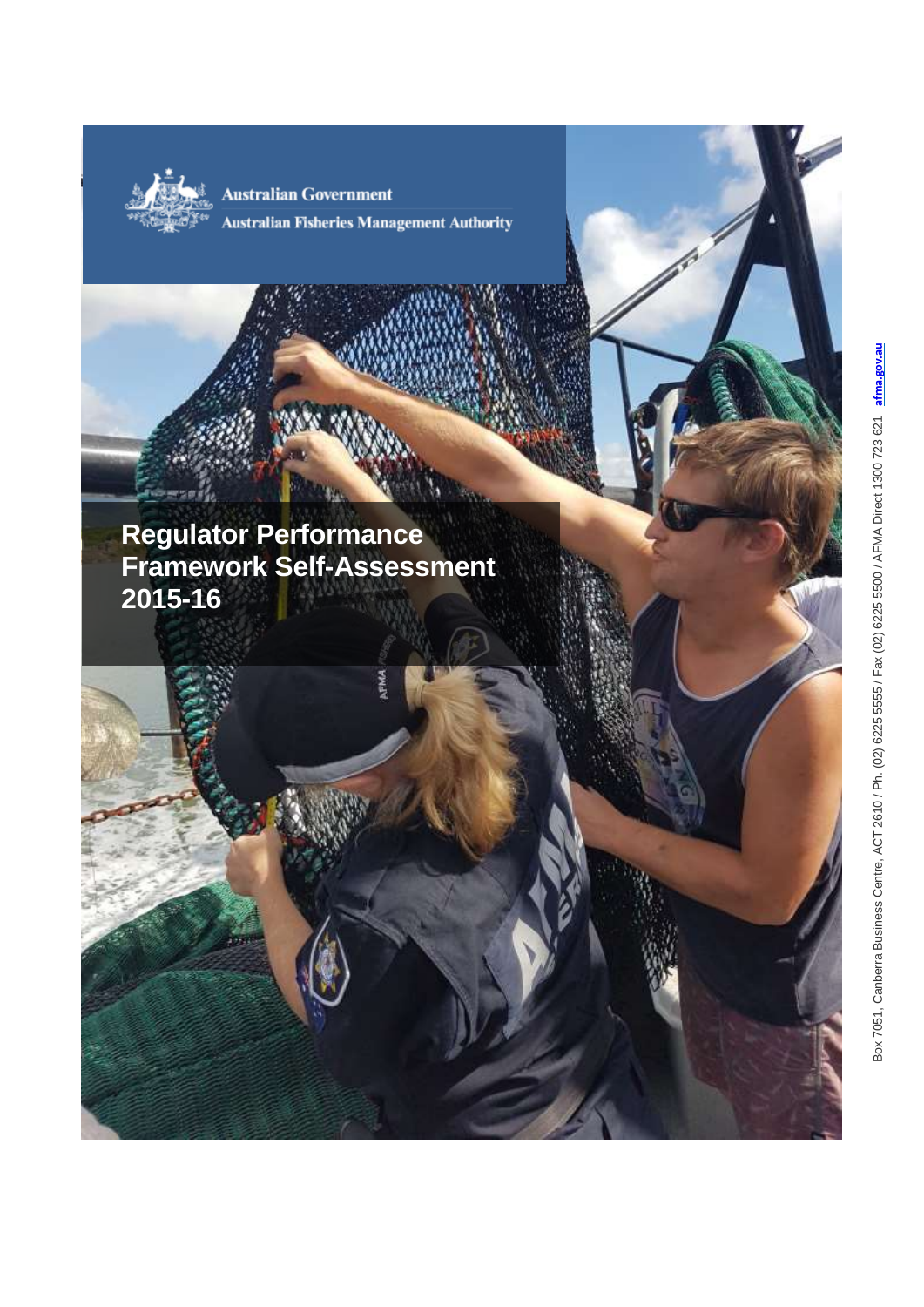Australian Government

Australian Fisheries Management Authority

# Regulator Performance Framework Self-Assessment 2015-16

Box 7051, Canberra Business Centre, ACT 2610 / Ph. (02) 6225 5555 / Fax (02) 6225 5500 / AFMA Direct 1300 723 621 afma.gov.au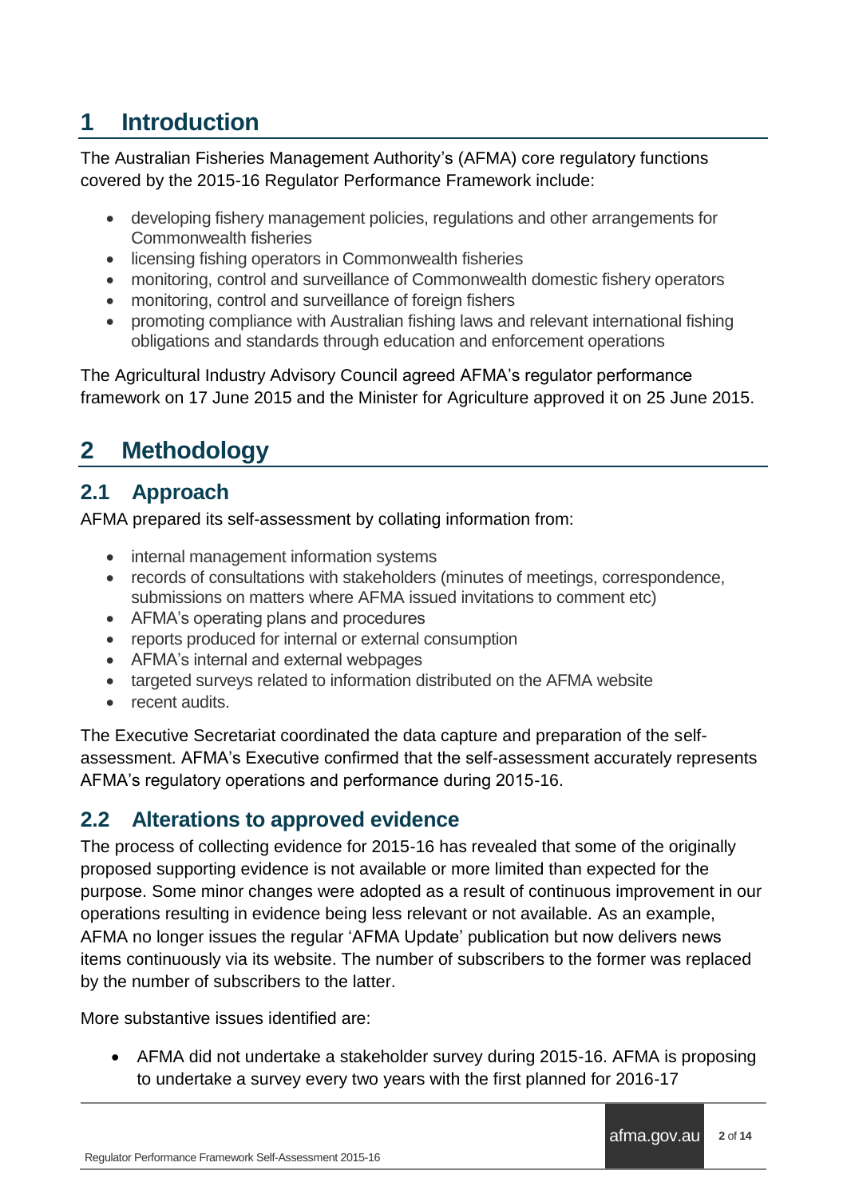# 1 Introduction

The Australian Fisheries Management Authority's (AFMA) core regulatory functions covered by the 2015-16 Regulator Performance Framework include:

- developing fishery management policies, regulations and other arrangements for Commonwealth fisheries
- licensing fishing operators in Commonwealth fisheries
- monitoring, control and surveillance of Commonwealth domestic fishery operators
- monitoring, control and surveillance of foreign fishers
- promoting compliance with Australian fishing laws and relevant international fishing obligations and standards through education and enforcement operations

The Agricultural Industry Advisory Council agreed AFMA's regulator performance framework on 17 June 2015 and the Minister for Agriculture approved it on 25 June 2015.

# 2 Methodology

## 2.1 Approach

AFMA prepared its self-assessment by collating information from:

- internal management information systems
- records of consultations with stakeholders (minutes of meetings, correspondence, submissions on matters where AFMA issued invitations to comment etc)
- AFMA's operating plans and procedures
- reports produced for internal or external consumption
- AFMA's internal and external webpages
- targeted surveys related to information distributed on the AFMA website
- recent audits.

The Executive Secretariat coordinated the data capture and preparation of the self-assessment. AFMA's Executive confirmed that the self-assessment accurately represents AFMA's regulatory operations and performance during 2015-16.

## 2.2 Alterations to approved evidence

The process of collecting evidence for 2015-16 has revealed that some of the originally proposed supporting evidence is not available or more limited than expected for the purpose. Some minor changes were adopted as a result of continuous improvement in our operations resulting in evidence being less relevant or not available. As an example, AFMA no longer issues the regular 'AFMA Update' publication but now delivers news items continuously via its website. The number of subscribers to the former was replaced by the number of subscribers to the latter.

More substantive issues identified are:

- AFMA did not undertake a stakeholder survey during 2015-16. AFMA is proposing to undertake a survey every two years with the first planned for 2016-17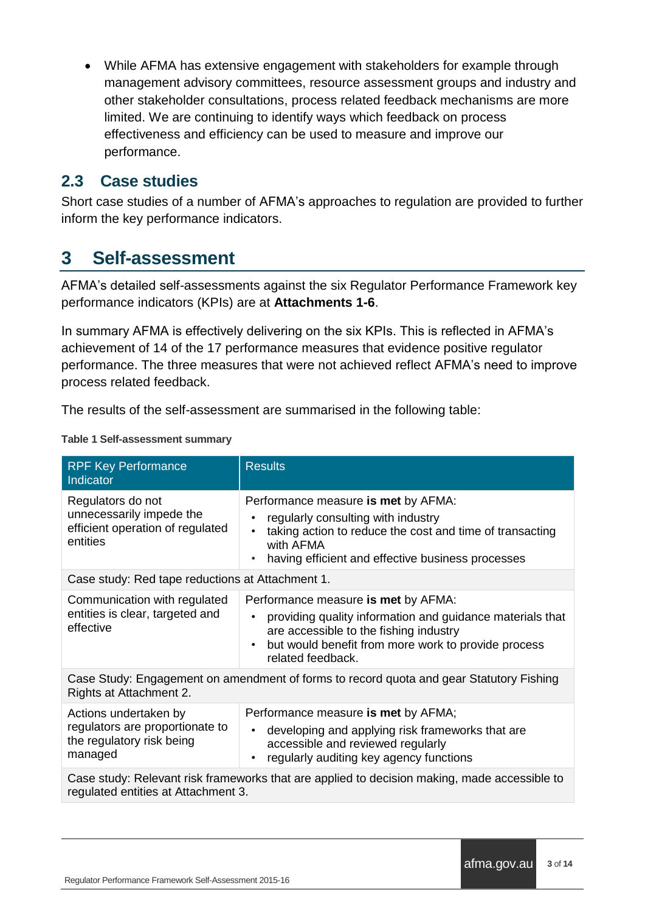- While AFMA has extensive engagement with stakeholders for example through management advisory committees, resource assessment groups and industry and other stakeholder consultations, process related feedback mechanisms are more limited. We are continuing to identify ways which feedback on process effectiveness and efficiency can be used to measure and improve our performance.

## 2.3 Case studies

Short case studies of a number of AFMA's approaches to regulation are provided to further inform the key performance indicators.

# 3 Self-assessment

AFMA's detailed self-assessments against the six Regulator Performance Framework key performance indicators (KPIs) are at **Attachments 1-6**.

In summary AFMA is effectively delivering on the six KPIs. This is reflected in AFMA's achievement of 14 of the 17 performance measures that evidence positive regulator performance. The three measures that were not achieved reflect AFMA's need to improve process related feedback.

The results of the self-assessment are summarised in the following table:

**Table 1 Self-assessment summary**

| RPF Key Performance Indicator | Results |
|---|---|
| Regulators do not unnecessarily impede the efficient operation of regulated entities | Performance measure **is met** by AFMA:<br>• regularly consulting with industry<br>• taking action to reduce the cost and time of transacting with AFMA<br>• having efficient and effective business processes |
| Case study: Red tape reductions at Attachment 1. | |
| Communication with regulated entities is clear, targeted and effective | Performance measure **is met** by AFMA:<br>• providing quality information and guidance materials that are accessible to the fishing industry<br>• but would benefit from more work to provide process related feedback. |
| Case Study: Engagement on amendment of forms to record quota and gear Statutory Fishing Rights at Attachment 2. | |
| Actions undertaken by regulators are proportionate to the regulatory risk being managed | Performance measure **is met** by AFMA;<br>• developing and applying risk frameworks that are accessible and reviewed regularly<br>• regularly auditing key agency functions |
| Case study: Relevant risk frameworks that are applied to decision making, made accessible to regulated entities at Attachment 3. | |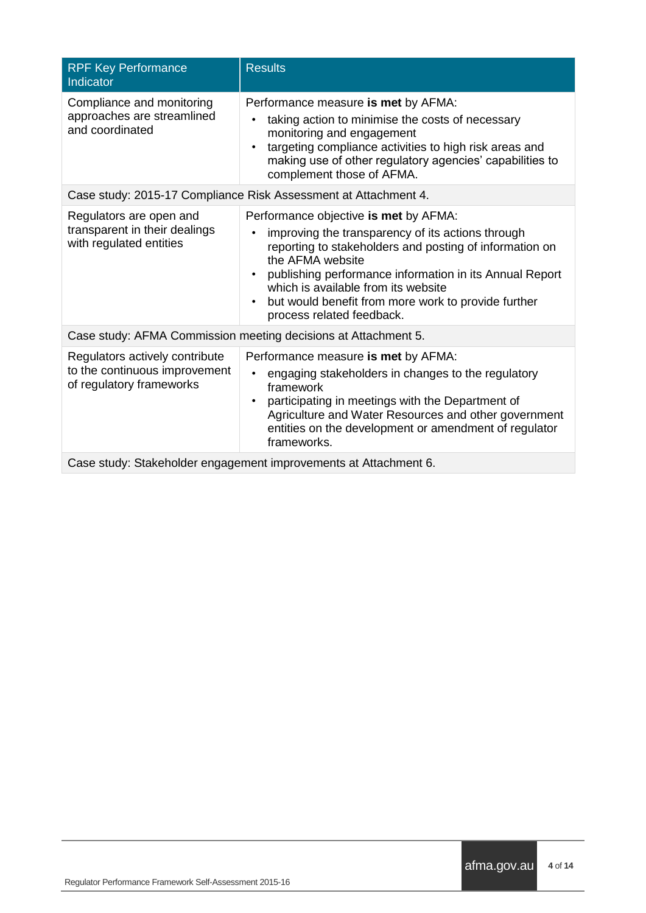| RPF Key Performance Indicator | Results |
|---|---|
| Compliance and monitoring approaches are streamlined and coordinated | Performance measure **is met** by AFMA:<br>• taking action to minimise the costs of necessary monitoring and engagement<br>• targeting compliance activities to high risk areas and making use of other regulatory agencies' capabilities to complement those of AFMA. |
| Case study: 2015-17 Compliance Risk Assessment at Attachment 4. | |
| Regulators are open and transparent in their dealings with regulated entities | Performance objective **is met** by AFMA:<br>• improving the transparency of its actions through reporting to stakeholders and posting of information on the AFMA website<br>• publishing performance information in its Annual Report which is available from its website<br>• but would benefit from more work to provide further process related feedback. |
| Case study: AFMA Commission meeting decisions at Attachment 5. | |
| Regulators actively contribute to the continuous improvement of regulatory frameworks | Performance measure **is met** by AFMA:<br>• engaging stakeholders in changes to the regulatory framework<br>• participating in meetings with the Department of Agriculture and Water Resources and other government entities on the development or amendment of regulator frameworks. |
| Case study: Stakeholder engagement improvements at Attachment 6. | |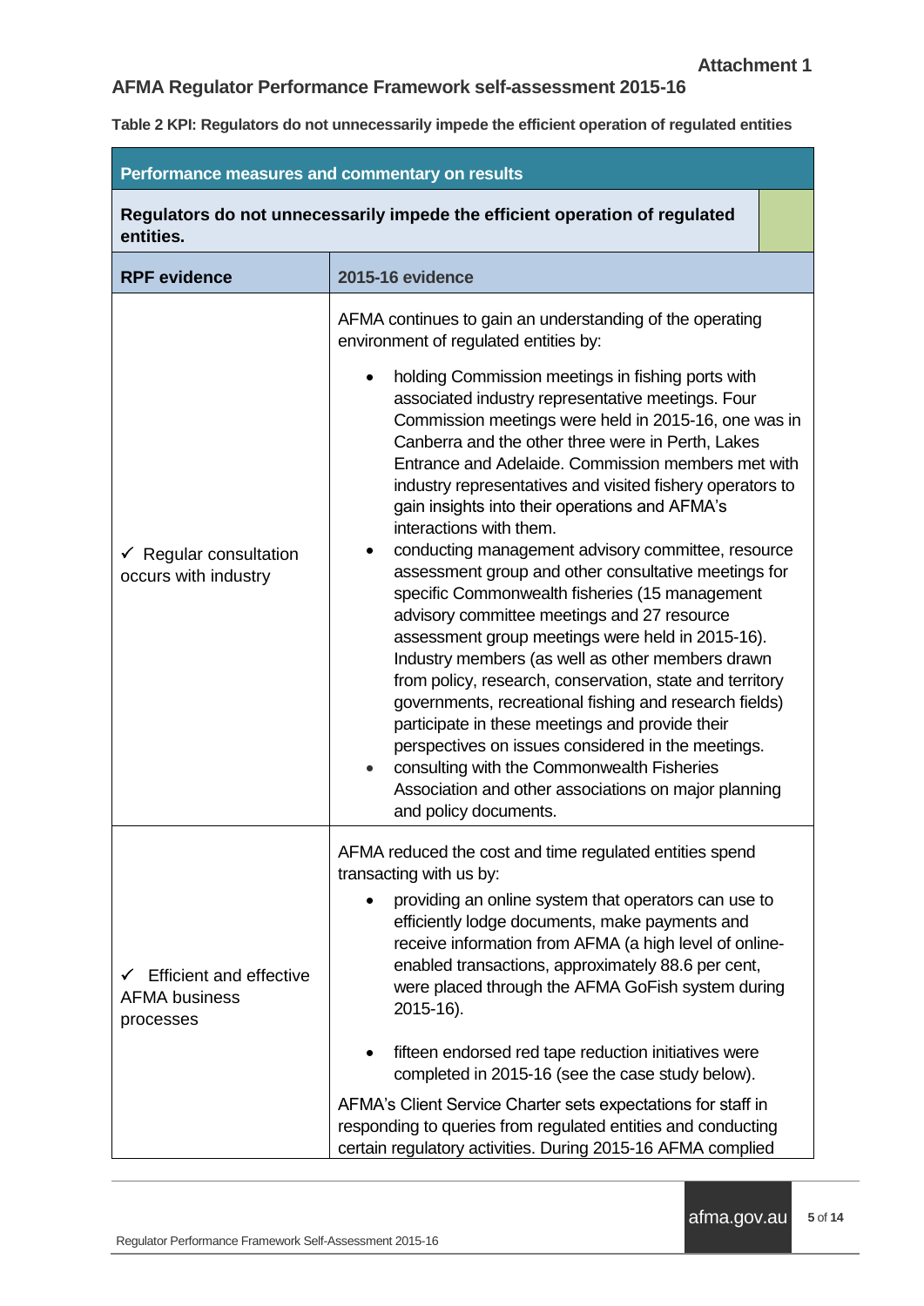**Attachment 1**

## AFMA Regulator Performance Framework self-assessment 2015-16

**Table 2 KPI: Regulators do not unnecessarily impede the efficient operation of regulated entities**

| **Performance measures and commentary on results** | |
|---|---|
| **Regulators do not unnecessarily impede the efficient operation of regulated entities.** | |
| **RPF evidence** | **2015-16 evidence** |
| ✓ Regular consultation occurs with industry | AFMA continues to gain an understanding of the operating environment of regulated entities by:<br>• holding Commission meetings in fishing ports with associated industry representative meetings. Four Commission meetings were held in 2015-16, one was in Canberra and the other three were in Perth, Lakes Entrance and Adelaide. Commission members met with industry representatives and visited fishery operators to gain insights into their operations and AFMA's interactions with them.<br>• conducting management advisory committee, resource assessment group and other consultative meetings for specific Commonwealth fisheries (15 management advisory committee meetings and 27 resource assessment group meetings were held in 2015-16). Industry members (as well as other members drawn from policy, research, conservation, state and territory governments, recreational fishing and research fields) participate in these meetings and provide their perspectives on issues considered in the meetings.<br>• consulting with the Commonwealth Fisheries Association and other associations on major planning and policy documents. |
| ✓ Efficient and effective AFMA business processes | AFMA reduced the cost and time regulated entities spend transacting with us by:<br>• providing an online system that operators can use to efficiently lodge documents, make payments and receive information from AFMA (a high level of online-enabled transactions, approximately 88.6 per cent, were placed through the AFMA GoFish system during 2015-16).<br>• fifteen endorsed red tape reduction initiatives were completed in 2015-16 (see the case study below).<br>AFMA's Client Service Charter sets expectations for staff in responding to queries from regulated entities and conducting certain regulatory activities. During 2015-16 AFMA complied |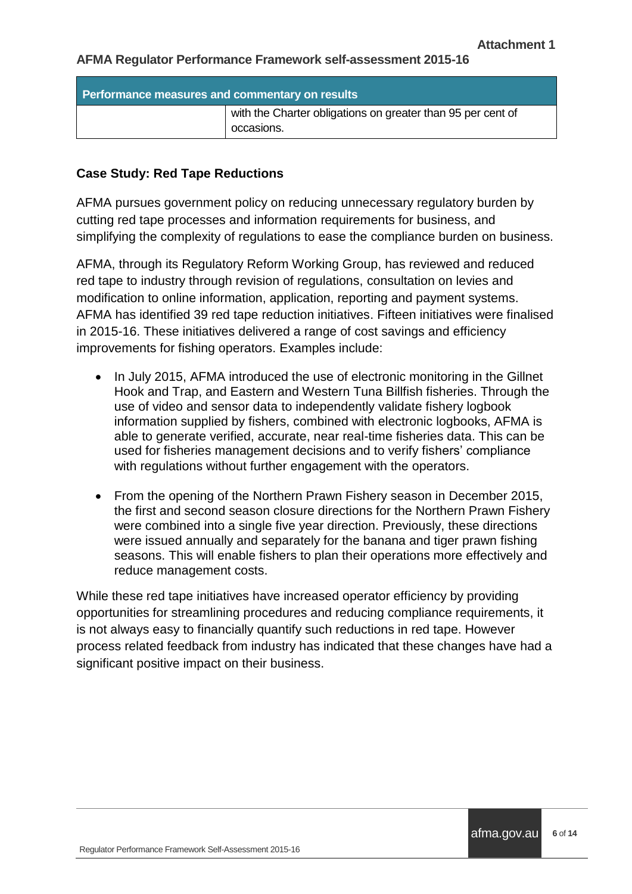| Performance measures and commentary on results | |
| --- | --- |
| | with the Charter obligations on greater than 95 per cent of occasions. |

### Case Study: Red Tape Reductions

AFMA pursues government policy on reducing unnecessary regulatory burden by cutting red tape processes and information requirements for business, and simplifying the complexity of regulations to ease the compliance burden on business.

AFMA, through its Regulatory Reform Working Group, has reviewed and reduced red tape to industry through revision of regulations, consultation on levies and modification to online information, application, reporting and payment systems. AFMA has identified 39 red tape reduction initiatives. Fifteen initiatives were finalised in 2015-16. These initiatives delivered a range of cost savings and efficiency improvements for fishing operators. Examples include:

- In July 2015, AFMA introduced the use of electronic monitoring in the Gillnet Hook and Trap, and Eastern and Western Tuna Billfish fisheries. Through the use of video and sensor data to independently validate fishery logbook information supplied by fishers, combined with electronic logbooks, AFMA is able to generate verified, accurate, near real-time fisheries data. This can be used for fisheries management decisions and to verify fishers' compliance with regulations without further engagement with the operators.
- From the opening of the Northern Prawn Fishery season in December 2015, the first and second season closure directions for the Northern Prawn Fishery were combined into a single five year direction. Previously, these directions were issued annually and separately for the banana and tiger prawn fishing seasons. This will enable fishers to plan their operations more effectively and reduce management costs.

While these red tape initiatives have increased operator efficiency by providing opportunities for streamlining procedures and reducing compliance requirements, it is not always easy to financially quantify such reductions in red tape. However process related feedback from industry has indicated that these changes have had a significant positive impact on their business.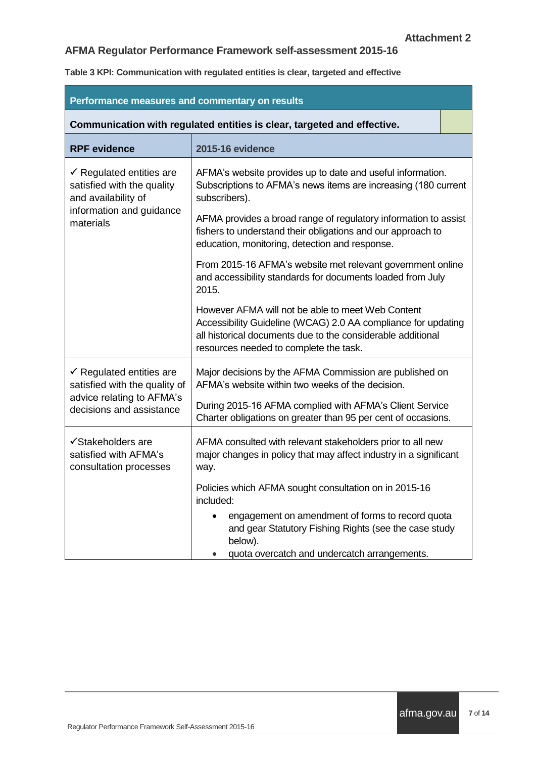Attachment 2

## AFMA Regulator Performance Framework self-assessment 2015-16

**Table 3 KPI: Communication with regulated entities is clear, targeted and effective**

| Performance measures and commentary on results | |
|---|---|
| **Communication with regulated entities is clear, targeted and effective.** | |
| **RPF evidence** | **2015-16 evidence** |
| ✓ Regulated entities are satisfied with the quality and availability of information and guidance materials | AFMA's website provides up to date and useful information. Subscriptions to AFMA's news items are increasing (180 current subscribers).<br><br>AFMA provides a broad range of regulatory information to assist fishers to understand their obligations and our approach to education, monitoring, detection and response.<br><br>From 2015-16 AFMA's website met relevant government online and accessibility standards for documents loaded from July 2015.<br><br>However AFMA will not be able to meet Web Content Accessibility Guideline (WCAG) 2.0 AA compliance for updating all historical documents due to the considerable additional resources needed to complete the task. |
| ✓ Regulated entities are satisfied with the quality of advice relating to AFMA's decisions and assistance | Major decisions by the AFMA Commission are published on AFMA's website within two weeks of the decision.<br><br>During 2015-16 AFMA complied with AFMA's Client Service Charter obligations on greater than 95 per cent of occasions. |
| ✓Stakeholders are satisfied with AFMA's consultation processes | AFMA consulted with relevant stakeholders prior to all new major changes in policy that may affect industry in a significant way.<br><br>Policies which AFMA sought consultation on in 2015-16 included:<br>• engagement on amendment of forms to record quota and gear Statutory Fishing Rights (see the case study below).<br>• quota overcatch and undercatch arrangements. |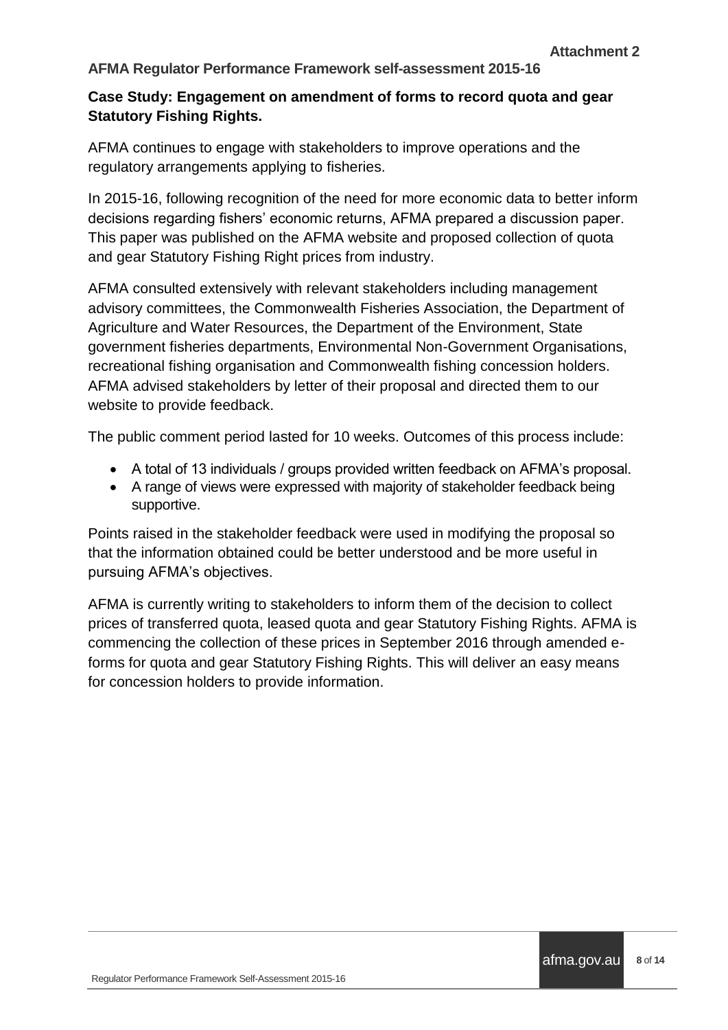**Attachment 2**

**AFMA Regulator Performance Framework self-assessment 2015-16**

## Case Study: Engagement on amendment of forms to record quota and gear Statutory Fishing Rights.

AFMA continues to engage with stakeholders to improve operations and the regulatory arrangements applying to fisheries.

In 2015-16, following recognition of the need for more economic data to better inform decisions regarding fishers' economic returns, AFMA prepared a discussion paper. This paper was published on the AFMA website and proposed collection of quota and gear Statutory Fishing Right prices from industry.

AFMA consulted extensively with relevant stakeholders including management advisory committees, the Commonwealth Fisheries Association, the Department of Agriculture and Water Resources, the Department of the Environment, State government fisheries departments, Environmental Non-Government Organisations, recreational fishing organisation and Commonwealth fishing concession holders. AFMA advised stakeholders by letter of their proposal and directed them to our website to provide feedback.

The public comment period lasted for 10 weeks. Outcomes of this process include:

- A total of 13 individuals / groups provided written feedback on AFMA's proposal.
- A range of views were expressed with majority of stakeholder feedback being supportive.

Points raised in the stakeholder feedback were used in modifying the proposal so that the information obtained could be better understood and be more useful in pursuing AFMA's objectives.

AFMA is currently writing to stakeholders to inform them of the decision to collect prices of transferred quota, leased quota and gear Statutory Fishing Rights. AFMA is commencing the collection of these prices in September 2016 through amended e-forms for quota and gear Statutory Fishing Rights. This will deliver an easy means for concession holders to provide information.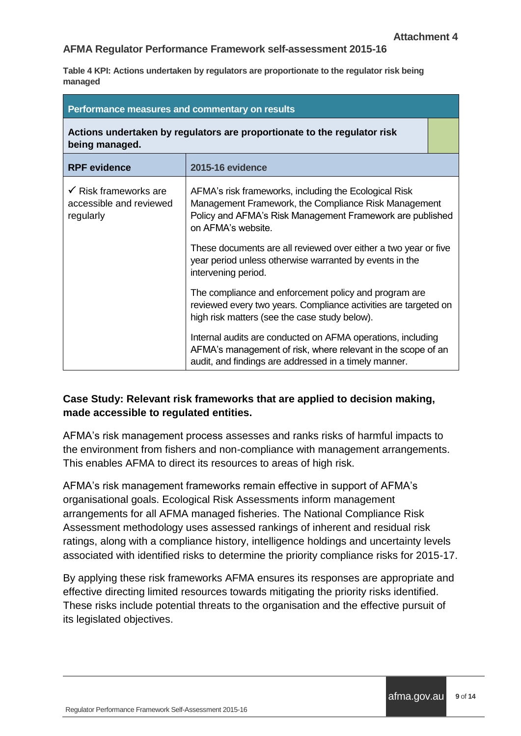Attachment 4

## AFMA Regulator Performance Framework self-assessment 2015-16

**Table 4 KPI: Actions undertaken by regulators are proportionate to the regulator risk being managed**

| Performance measures and commentary on results | |
|---|---|
| **Actions undertaken by regulators are proportionate to the regulator risk being managed.** | |
| **RPF evidence** | **2015-16 evidence** |
| ✓ Risk frameworks are accessible and reviewed regularly | AFMA's risk frameworks, including the Ecological Risk Management Framework, the Compliance Risk Management Policy and AFMA's Risk Management Framework are published on AFMA's website.<br><br>These documents are all reviewed over either a two year or five year period unless otherwise warranted by events in the intervening period.<br><br>The compliance and enforcement policy and program are reviewed every two years. Compliance activities are targeted on high risk matters (see the case study below).<br><br>Internal audits are conducted on AFMA operations, including AFMA's management of risk, where relevant in the scope of an audit, and findings are addressed in a timely manner. |

### Case Study: Relevant risk frameworks that are applied to decision making, made accessible to regulated entities.

AFMA's risk management process assesses and ranks risks of harmful impacts to the environment from fishers and non-compliance with management arrangements. This enables AFMA to direct its resources to areas of high risk.

AFMA's risk management frameworks remain effective in support of AFMA's organisational goals. Ecological Risk Assessments inform management arrangements for all AFMA managed fisheries. The National Compliance Risk Assessment methodology uses assessed rankings of inherent and residual risk ratings, along with a compliance history, intelligence holdings and uncertainty levels associated with identified risks to determine the priority compliance risks for 2015-17.

By applying these risk frameworks AFMA ensures its responses are appropriate and effective directing limited resources towards mitigating the priority risks identified. These risks include potential threats to the organisation and the effective pursuit of its legislated objectives.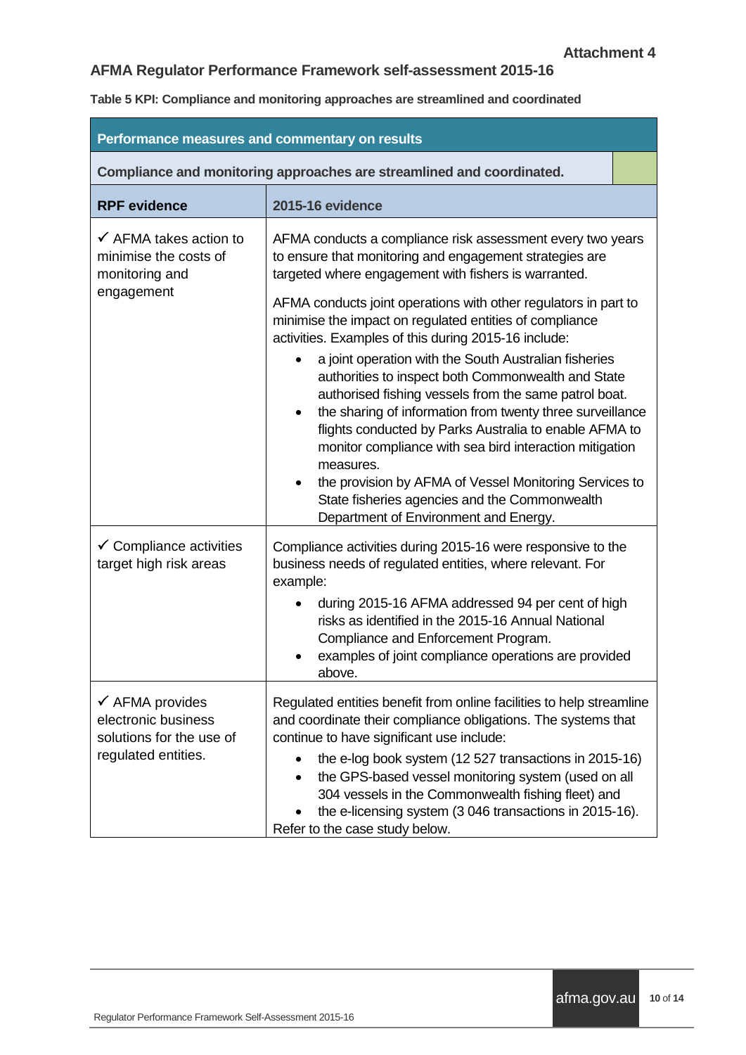Attachment 4

## AFMA Regulator Performance Framework self-assessment 2015-16

**Table 5 KPI: Compliance and monitoring approaches are streamlined and coordinated**

| Performance measures and commentary on results | |
|---|---|
| **Compliance and monitoring approaches are streamlined and coordinated.** | |
| **RPF evidence** | **2015-16 evidence** |
| ✓ AFMA takes action to minimise the costs of monitoring and engagement | AFMA conducts a compliance risk assessment every two years to ensure that monitoring and engagement strategies are targeted where engagement with fishers is warranted.<br><br>AFMA conducts joint operations with other regulators in part to minimise the impact on regulated entities of compliance activities. Examples of this during 2015-16 include:<br>• a joint operation with the South Australian fisheries authorities to inspect both Commonwealth and State authorised fishing vessels from the same patrol boat.<br>• the sharing of information from twenty three surveillance flights conducted by Parks Australia to enable AFMA to monitor compliance with sea bird interaction mitigation measures.<br>• the provision by AFMA of Vessel Monitoring Services to State fisheries agencies and the Commonwealth Department of Environment and Energy. |
| ✓ Compliance activities target high risk areas | Compliance activities during 2015-16 were responsive to the business needs of regulated entities, where relevant. For example:<br>• during 2015-16 AFMA addressed 94 per cent of high risks as identified in the 2015-16 Annual National Compliance and Enforcement Program.<br>• examples of joint compliance operations are provided above. |
| ✓ AFMA provides electronic business solutions for the use of regulated entities. | Regulated entities benefit from online facilities to help streamline and coordinate their compliance obligations. The systems that continue to have significant use include:<br>• the e-log book system (12 527 transactions in 2015-16)<br>• the GPS-based vessel monitoring system (used on all 304 vessels in the Commonwealth fishing fleet) and<br>• the e-licensing system (3 046 transactions in 2015-16).<br>Refer to the case study below. |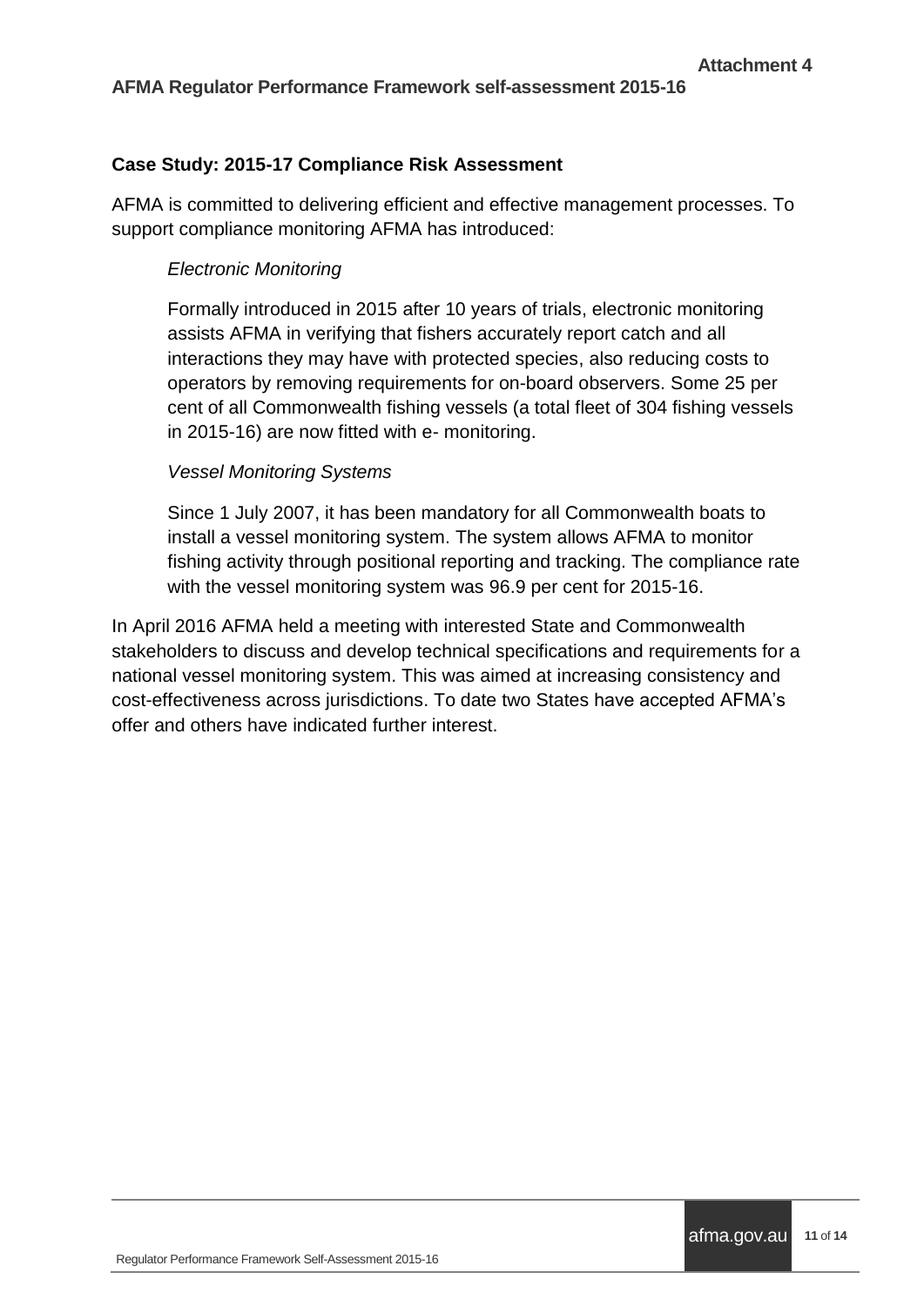**Case Study: 2015-17 Compliance Risk Assessment**

AFMA is committed to delivering efficient and effective management processes. To support compliance monitoring AFMA has introduced:

> *Electronic Monitoring*
>
> Formally introduced in 2015 after 10 years of trials, electronic monitoring assists AFMA in verifying that fishers accurately report catch and all interactions they may have with protected species, also reducing costs to operators by removing requirements for on-board observers. Some 25 per cent of all Commonwealth fishing vessels (a total fleet of 304 fishing vessels in 2015-16) are now fitted with e- monitoring.
>
> *Vessel Monitoring Systems*
>
> Since 1 July 2007, it has been mandatory for all Commonwealth boats to install a vessel monitoring system. The system allows AFMA to monitor fishing activity through positional reporting and tracking. The compliance rate with the vessel monitoring system was 96.9 per cent for 2015-16.

In April 2016 AFMA held a meeting with interested State and Commonwealth stakeholders to discuss and develop technical specifications and requirements for a national vessel monitoring system. This was aimed at increasing consistency and cost-effectiveness across jurisdictions. To date two States have accepted AFMA's offer and others have indicated further interest.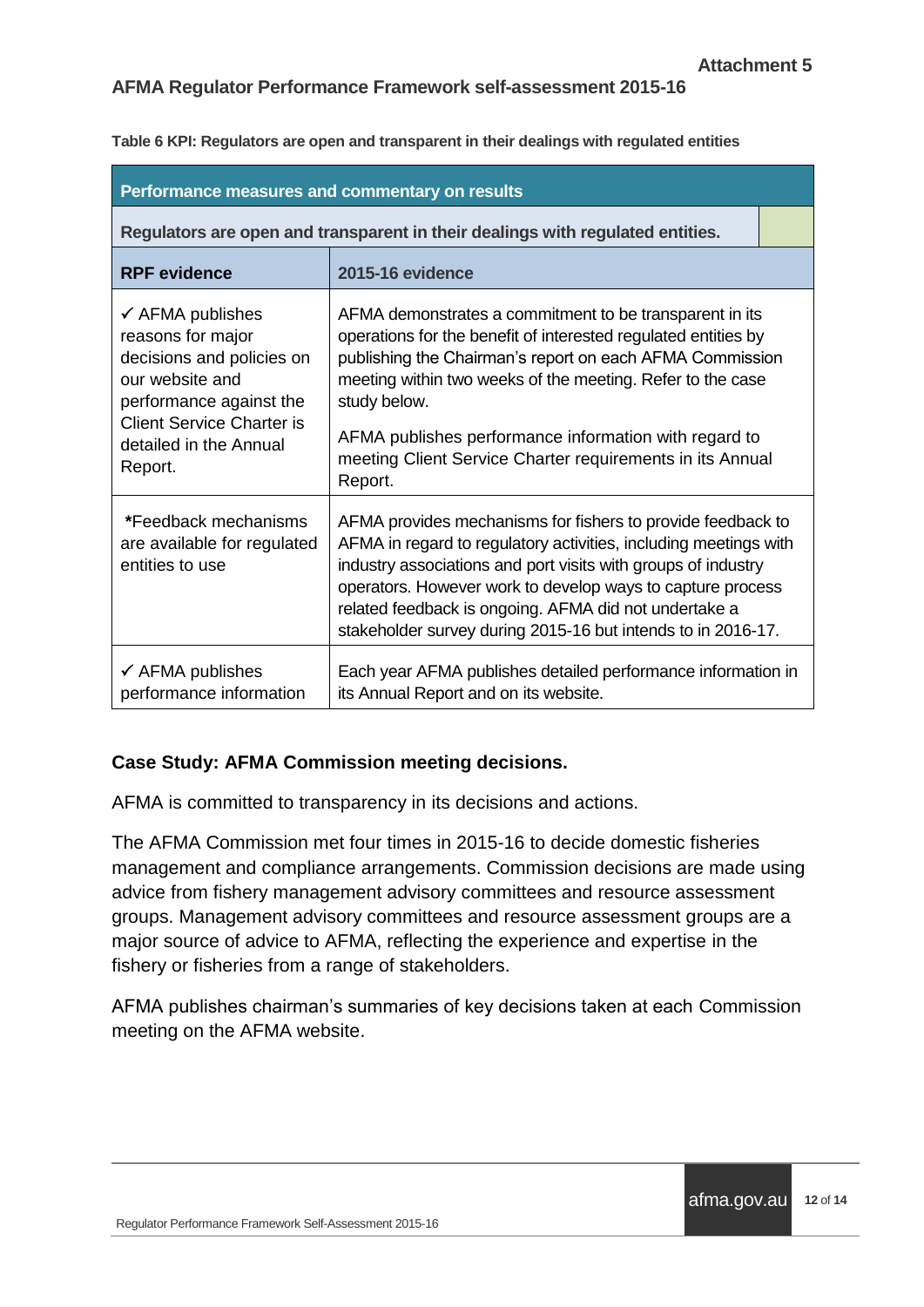Attachment 5

## AFMA Regulator Performance Framework self-assessment 2015-16

**Table 6 KPI: Regulators are open and transparent in their dealings with regulated entities**

| Performance measures and commentary on results | |
|---|---|
| **Regulators are open and transparent in their dealings with regulated entities.** | |
| **RPF evidence** | **2015-16 evidence** |
| ✓ AFMA publishes reasons for major decisions and policies on our website and performance against the Client Service Charter is detailed in the Annual Report. | AFMA demonstrates a commitment to be transparent in its operations for the benefit of interested regulated entities by publishing the Chairman's report on each AFMA Commission meeting within two weeks of the meeting. Refer to the case study below. AFMA publishes performance information with regard to meeting Client Service Charter requirements in its Annual Report. |
| *Feedback mechanisms are available for regulated entities to use | AFMA provides mechanisms for fishers to provide feedback to AFMA in regard to regulatory activities, including meetings with industry associations and port visits with groups of industry operators. However work to develop ways to capture process related feedback is ongoing. AFMA did not undertake a stakeholder survey during 2015-16 but intends to in 2016-17. |
| ✓ AFMA publishes performance information | Each year AFMA publishes detailed performance information in its Annual Report and on its website. |

### Case Study: AFMA Commission meeting decisions.

AFMA is committed to transparency in its decisions and actions.

The AFMA Commission met four times in 2015-16 to decide domestic fisheries management and compliance arrangements. Commission decisions are made using advice from fishery management advisory committees and resource assessment groups. Management advisory committees and resource assessment groups are a major source of advice to AFMA, reflecting the experience and expertise in the fishery or fisheries from a range of stakeholders.

AFMA publishes chairman's summaries of key decisions taken at each Commission meeting on the AFMA website.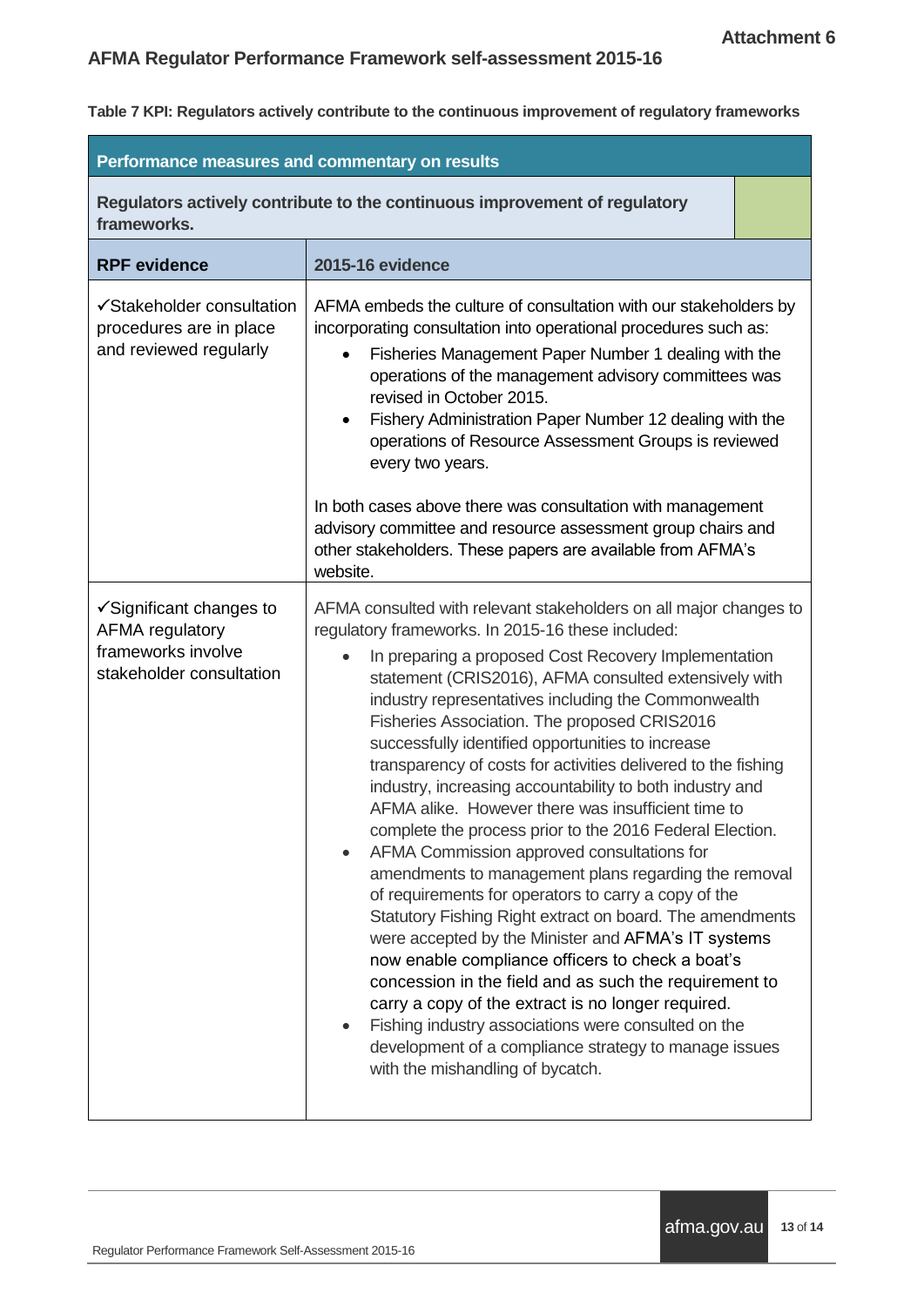Attachment 6

## AFMA Regulator Performance Framework self-assessment 2015-16

**Table 7 KPI: Regulators actively contribute to the continuous improvement of regulatory frameworks**

| **Performance measures and commentary on results** | |
|---|---|
| **Regulators actively contribute to the continuous improvement of regulatory frameworks.** | |
| **RPF evidence** | **2015-16 evidence** |
| ✓Stakeholder consultation procedures are in place and reviewed regularly | AFMA embeds the culture of consultation with our stakeholders by incorporating consultation into operational procedures such as:<br>• Fisheries Management Paper Number 1 dealing with the operations of the management advisory committees was revised in October 2015.<br>• Fishery Administration Paper Number 12 dealing with the operations of Resource Assessment Groups is reviewed every two years.<br><br>In both cases above there was consultation with management advisory committee and resource assessment group chairs and other stakeholders. These papers are available from AFMA's website. |
| ✓Significant changes to AFMA regulatory frameworks involve stakeholder consultation | AFMA consulted with relevant stakeholders on all major changes to regulatory frameworks. In 2015-16 these included:<br>• In preparing a proposed Cost Recovery Implementation statement (CRIS2016), AFMA consulted extensively with industry representatives including the Commonwealth Fisheries Association. The proposed CRIS2016 successfully identified opportunities to increase transparency of costs for activities delivered to the fishing industry, increasing accountability to both industry and AFMA alike. However there was insufficient time to complete the process prior to the 2016 Federal Election.<br>• AFMA Commission approved consultations for amendments to management plans regarding the removal of requirements for operators to carry a copy of the Statutory Fishing Right extract on board. The amendments were accepted by the Minister and AFMA's IT systems now enable compliance officers to check a boat's concession in the field and as such the requirement to carry a copy of the extract is no longer required.<br>• Fishing industry associations were consulted on the development of a compliance strategy to manage issues with the mishandling of bycatch. |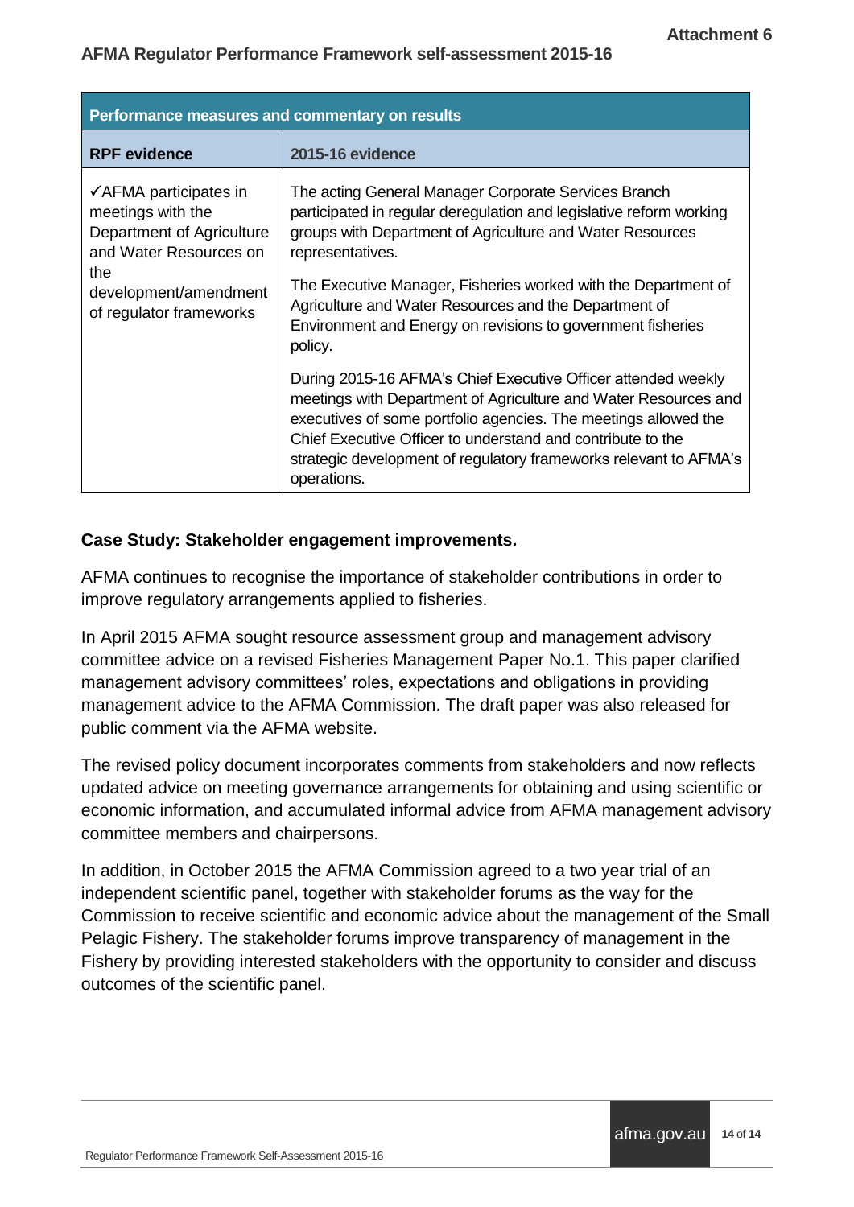Attachment 6

**AFMA Regulator Performance Framework self-assessment 2015-16**

| Performance measures and commentary on results | |
|---|---|
| **RPF evidence** | **2015-16 evidence** |
| ✓AFMA participates in meetings with the Department of Agriculture and Water Resources on the development/amendment of regulator frameworks | The acting General Manager Corporate Services Branch participated in regular deregulation and legislative reform working groups with Department of Agriculture and Water Resources representatives.<br><br>The Executive Manager, Fisheries worked with the Department of Agriculture and Water Resources and the Department of Environment and Energy on revisions to government fisheries policy.<br><br>During 2015-16 AFMA's Chief Executive Officer attended weekly meetings with Department of Agriculture and Water Resources and executives of some portfolio agencies. The meetings allowed the Chief Executive Officer to understand and contribute to the strategic development of regulatory frameworks relevant to AFMA's operations. |

**Case Study: Stakeholder engagement improvements.**

AFMA continues to recognise the importance of stakeholder contributions in order to improve regulatory arrangements applied to fisheries.

In April 2015 AFMA sought resource assessment group and management advisory committee advice on a revised Fisheries Management Paper No.1. This paper clarified management advisory committees' roles, expectations and obligations in providing management advice to the AFMA Commission. The draft paper was also released for public comment via the AFMA website.

The revised policy document incorporates comments from stakeholders and now reflects updated advice on meeting governance arrangements for obtaining and using scientific or economic information, and accumulated informal advice from AFMA management advisory committee members and chairpersons.

In addition, in October 2015 the AFMA Commission agreed to a two year trial of an independent scientific panel, together with stakeholder forums as the way for the Commission to receive scientific and economic advice about the management of the Small Pelagic Fishery. The stakeholder forums improve transparency of management in the Fishery by providing interested stakeholders with the opportunity to consider and discuss outcomes of the scientific panel.